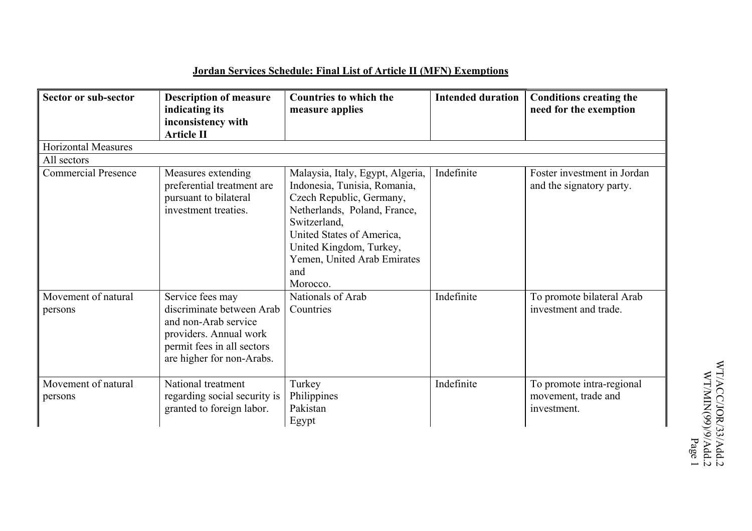**Jordan Services Schedule: Final List of Article II (MFN) Exemptions**

| Sector or sub-sector | Description of measure indicating its inconsistency with Article II | Countries to which the measure applies | Intended duration | Conditions creating the need for the exemption |
|---|---|---|---|---|
| Horizontal Measures | | | | |
| All sectors | | | | |
| Commercial Presence | Measures extending preferential treatment are pursuant to bilateral investment treaties. | Malaysia, Italy, Egypt, Algeria, Indonesia, Tunisia, Romania, Czech Republic, Germany, Netherlands, Poland, France, Switzerland, United States of America, United Kingdom, Turkey, Yemen, United Arab Emirates and Morocco. | Indefinite | Foster investment in Jordan and the signatory party. |
| Movement of natural persons | Service fees may discriminate between Arab and non-Arab service providers. Annual work permit fees in all sectors are higher for non-Arabs. | Nationals of Arab Countries | Indefinite | To promote bilateral Arab investment and trade. |
| Movement of natural persons | National treatment regarding social security is granted to foreign labor. | Turkey Philippines Pakistan Egypt | Indefinite | To promote intra-regional movement, trade and investment. |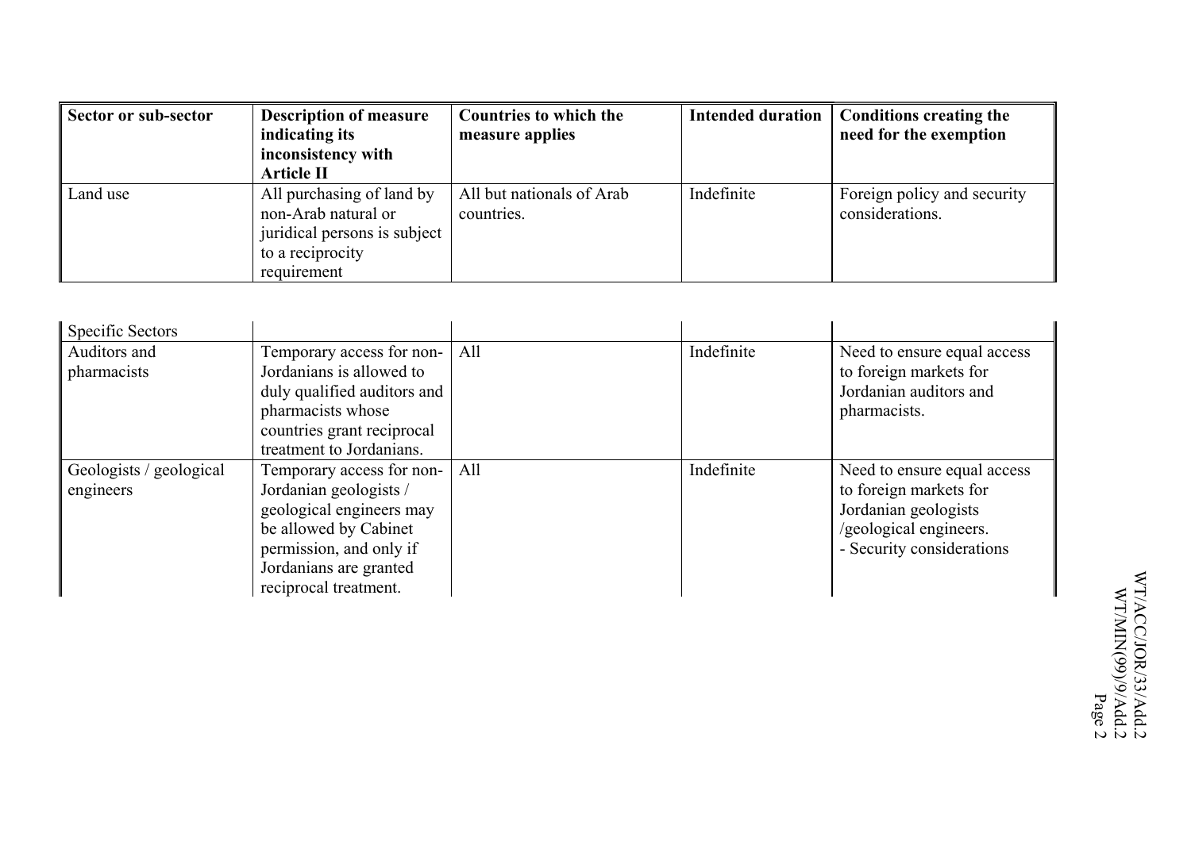| Sector or sub-sector | Description of measure indicating its inconsistency with Article II | Countries to which the measure applies | Intended duration | Conditions creating the need for the exemption |
|---|---|---|---|---|
| Land use | All purchasing of land by non-Arab natural or juridical persons is subject to a reciprocity requirement | All but nationals of Arab countries. | Indefinite | Foreign policy and security considerations. |

| | | | | |
|---|---|---|---|---|
| Specific Sectors | | | | |
| Auditors and pharmacists | Temporary access for non-Jordanians is allowed to duly qualified auditors and pharmacists whose countries grant reciprocal treatment to Jordanians. | All | Indefinite | Need to ensure equal access to foreign markets for Jordanian auditors and pharmacists. |
| Geologists / geological engineers | Temporary access for non-Jordanian geologists / geological engineers may be allowed by Cabinet permission, and only if Jordanians are granted reciprocal treatment. | All | Indefinite | Need to ensure equal access to foreign markets for Jordanian geologists /geological engineers.<br>- Security considerations |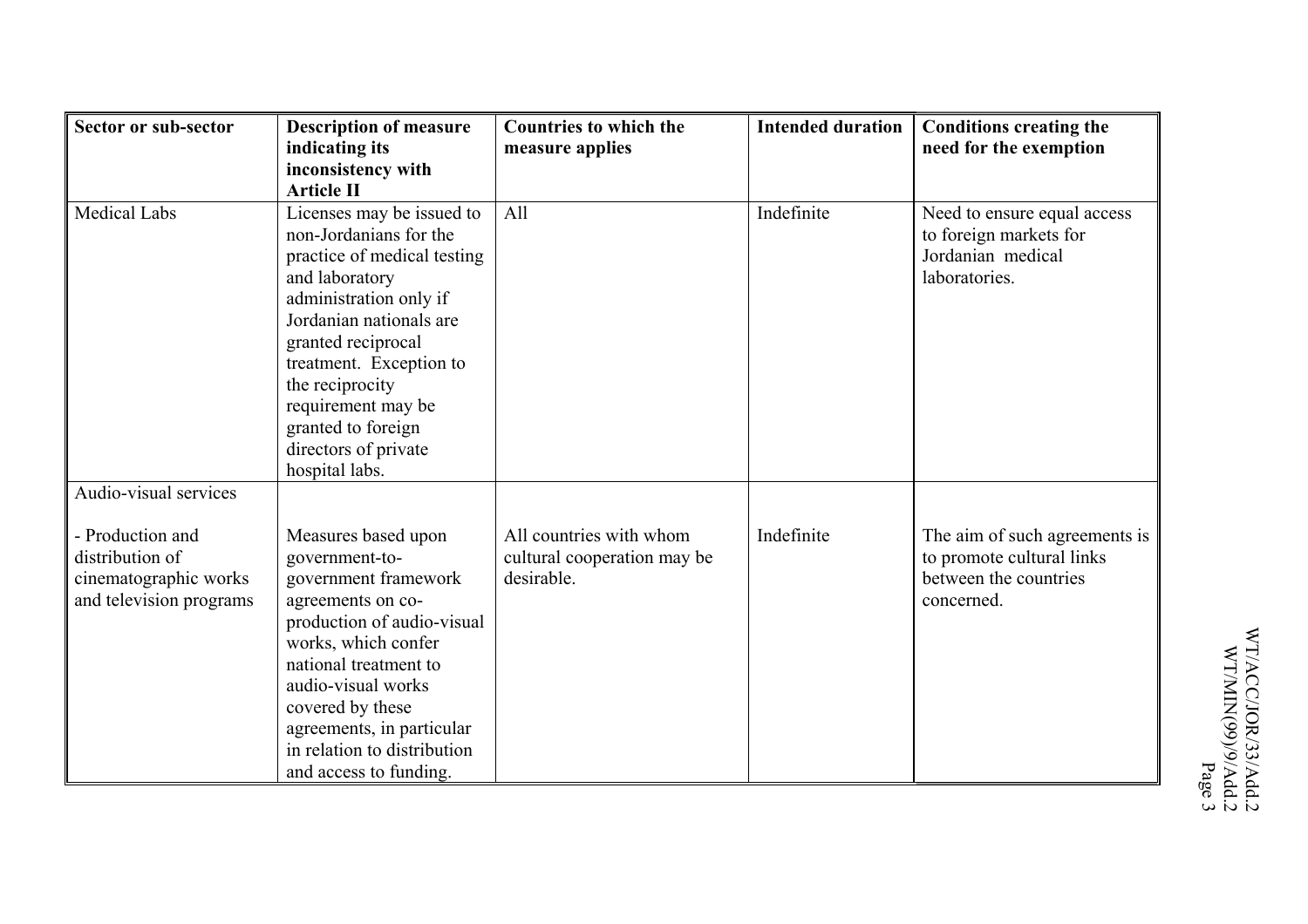| Sector or sub-sector | Description of measure indicating its inconsistency with Article II | Countries to which the measure applies | Intended duration | Conditions creating the need for the exemption |
|---|---|---|---|---|
| Medical Labs | Licenses may be issued to non-Jordanians for the practice of medical testing and laboratory administration only if Jordanian nationals are granted reciprocal treatment. Exception to the reciprocity requirement may be granted to foreign directors of private hospital labs. | All | Indefinite | Need to ensure equal access to foreign markets for Jordanian medical laboratories. |
| Audio-visual services<br><br>- Production and distribution of cinematographic works and television programs | Measures based upon government-to-government framework agreements on co-production of audio-visual works, which confer national treatment to audio-visual works covered by these agreements, in particular in relation to distribution and access to funding. | All countries with whom cultural cooperation may be desirable. | Indefinite | The aim of such agreements is to promote cultural links between the countries concerned. |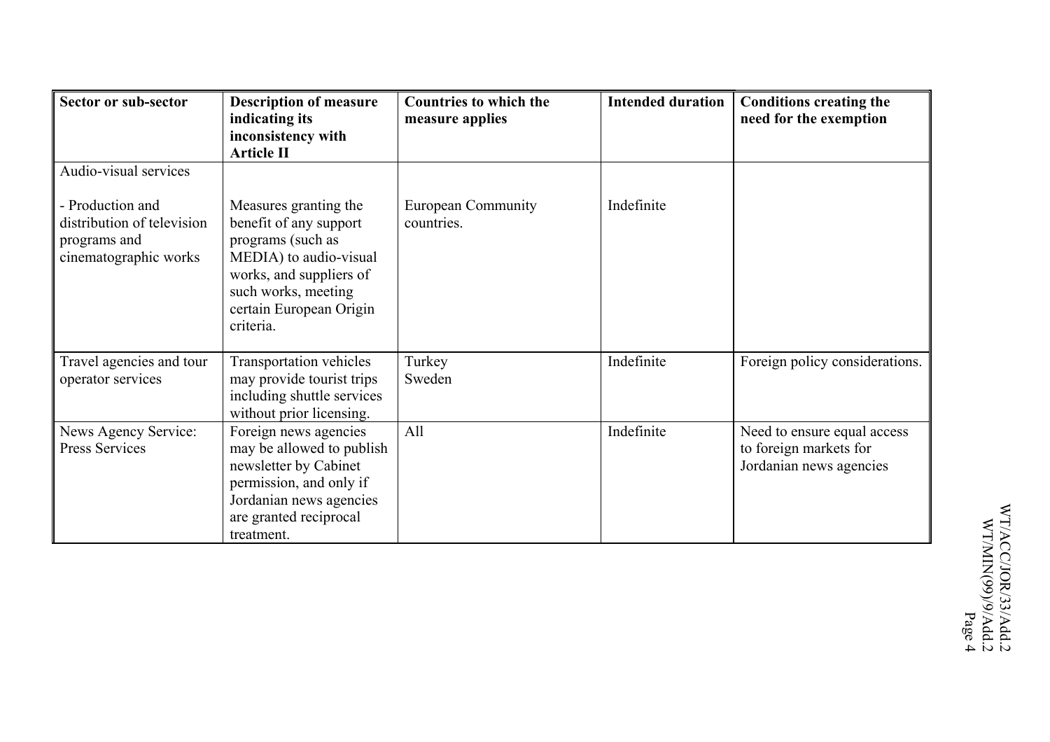| Sector or sub-sector | Description of measure indicating its inconsistency with Article II | Countries to which the measure applies | Intended duration | Conditions creating the need for the exemption |
|---|---|---|---|---|
| Audio-visual services<br><br>- Production and distribution of television programs and cinematographic works | Measures granting the benefit of any support programs (such as MEDIA) to audio-visual works, and suppliers of such works, meeting certain European Origin criteria. | European Community countries. | Indefinite | |
| Travel agencies and tour operator services | Transportation vehicles may provide tourist trips including shuttle services without prior licensing. | Turkey<br>Sweden | Indefinite | Foreign policy considerations. |
| News Agency Service: Press Services | Foreign news agencies may be allowed to publish newsletter by Cabinet permission, and only if Jordanian news agencies are granted reciprocal treatment. | All | Indefinite | Need to ensure equal access to foreign markets for Jordanian news agencies |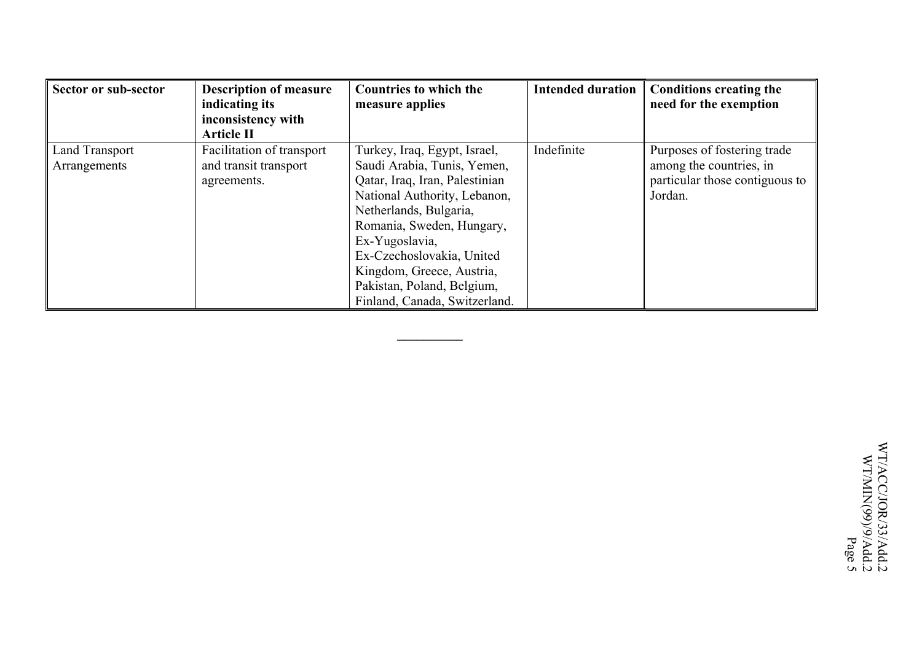| Sector or sub-sector | Description of measure indicating its inconsistency with Article II | Countries to which the measure applies | Intended duration | Conditions creating the need for the exemption |
|---|---|---|---|---|
| Land Transport Arrangements | Facilitation of transport and transit transport agreements. | Turkey, Iraq, Egypt, Israel, Saudi Arabia, Tunis, Yemen, Qatar, Iraq, Iran, Palestinian National Authority, Lebanon, Netherlands, Bulgaria, Romania, Sweden, Hungary, Ex-Yugoslavia, Ex-Czechoslovakia, United Kingdom, Greece, Austria, Pakistan, Poland, Belgium, Finland, Canada, Switzerland. | Indefinite | Purposes of fostering trade among the countries, in particular those contiguous to Jordan. |

__________